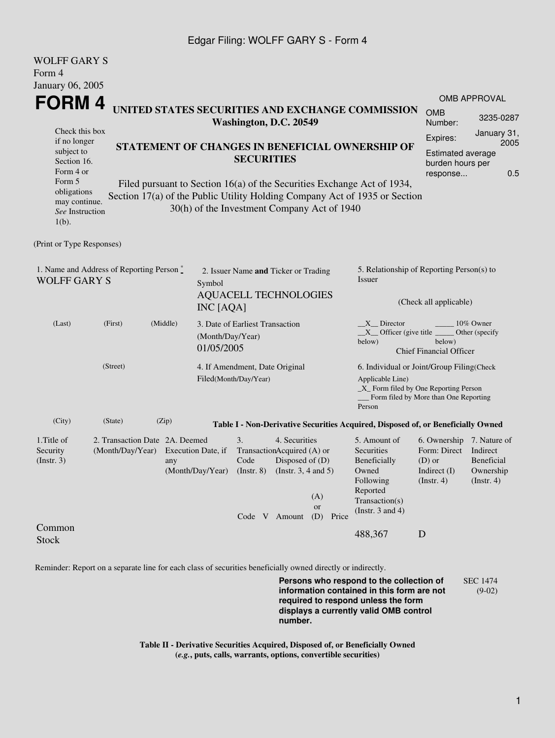Edgar Filing: WOLFF GARY S - Form 4

WOLFF GARY S
Form 4
January 06, 2005

# FORM 4

**UNITED STATES SECURITIES AND EXCHANGE COMMISSION**
**Washington, D.C. 20549**

**STATEMENT OF CHANGES IN BENEFICIAL OWNERSHIP OF SECURITIES**

Filed pursuant to Section 16(a) of the Securities Exchange Act of 1934, Section 17(a) of the Public Utility Holding Company Act of 1935 or Section 30(h) of the Investment Company Act of 1940

Check this box if no longer subject to Section 16. Form 4 or Form 5 obligations may continue. *See* Instruction 1(b).

| OMB APPROVAL | |
|---|---|
| OMB Number: | 3235-0287 |
| Expires: | January 31, 2005 |
| Estimated average burden hours per response... | 0.5 |

(Print or Type Responses)

1. Name and Address of Reporting Person *
WOLFF GARY S

(Last) (First) (Middle)

(Street)

(City) (State) (Zip)

2. Issuer Name **and** Ticker or Trading Symbol
AQUACELL TECHNOLOGIES INC [AQA]

3. Date of Earliest Transaction (Month/Day/Year)
01/05/2005

4. If Amendment, Date Original Filed(Month/Day/Year)

5. Relationship of Reporting Person(s) to Issuer

(Check all applicable)

\_\_X\_\_ Director \_\_\_\_\_ 10% Owner
\_\_X\_\_ Officer (give title below) \_\_\_\_\_ Other (specify below)
Chief Financial Officer

6. Individual or Joint/Group Filing(Check Applicable Line)
\_X\_ Form filed by One Reporting Person
\_\_\_ Form filed by More than One Reporting Person

**Table I - Non-Derivative Securities Acquired, Disposed of, or Beneficially Owned**

| 1.Title of Security (Instr. 3) | 2. Transaction Date (Month/Day/Year) | 2A. Deemed Execution Date, if any (Month/Day/Year) | 3. Transaction Code (Instr. 8) | | 4. Securities Acquired (A) or Disposed of (D) (Instr. 3, 4 and 5) | | | 5. Amount of Securities Beneficially Owned Following Reported Transaction(s) (Instr. 3 and 4) | 6. Ownership Form: Direct (D) or Indirect (I) (Instr. 4) | 7. Nature of Indirect Beneficial Ownership (Instr. 4) |
|---|---|---|---|---|---|---|---|---|---|---|
| | | | Code | V | Amount | (A) or (D) | Price | | | |
| Common Stock | | | | | | | | 488,367 | D | |

Reminder: Report on a separate line for each class of securities beneficially owned directly or indirectly.

**Persons who respond to the collection of information contained in this form are not required to respond unless the form displays a currently valid OMB control number.**

SEC 1474 (9-02)

**Table II - Derivative Securities Acquired, Disposed of, or Beneficially Owned**
**(*e.g.*, puts, calls, warrants, options, convertible securities)**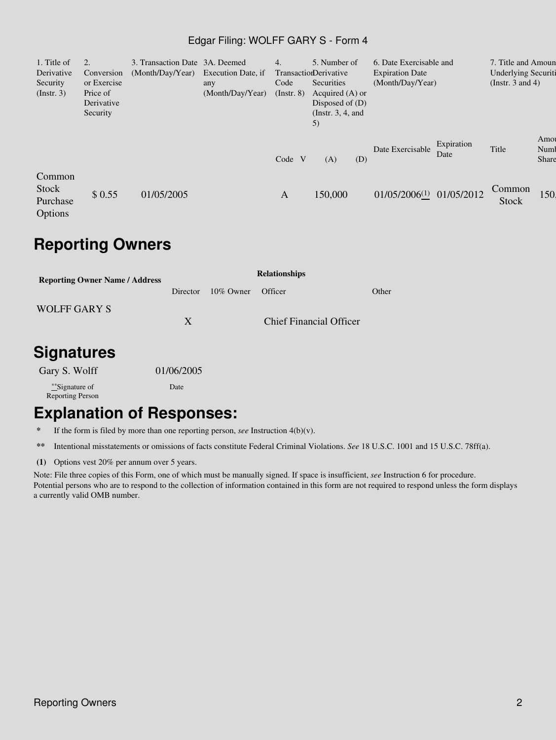| 1. Title of Derivative Security (Instr. 3) | 2. Conversion or Exercise Price of Derivative Security | 3. Transaction Date (Month/Day/Year) | 3A. Deemed Execution Date, if any (Month/Day/Year) | 4. Transaction Code (Instr. 8) | | 5. Number of Derivative Securities Acquired (A) or Disposed of (D) (Instr. 3, 4, and 5) | | 6. Date Exercisable and Expiration Date (Month/Day/Year) | | 7. Title and Amoun Underlying Securiti (Instr. 3 and 4) | |
|---|---|---|---|---|---|---|---|---|---|---|---|
| | | | | Code | V | (A) | (D) | Date Exercisable | Expiration Date | Title | Amou Numl Share |
| Common Stock Purchase Options | $ 0.55 | 01/05/2005 | | A | | 150,000 | | 01/05/2006 (1) | 01/05/2012 | Common Stock | 150. |

# Reporting Owners

| Reporting Owner Name / Address | Relationships | | | |
|---|---|---|---|---|
| | Director | 10% Owner | Officer | Other |
| WOLFF GARY S | X | | Chief Financial Officer | |

# Signatures

| Gary S. Wolff | 01/06/2005 |
|---|---|
| **Signature of Reporting Person | Date |

# Explanation of Responses:

\* If the form is filed by more than one reporting person, *see* Instruction 4(b)(v).

\*\* Intentional misstatements or omissions of facts constitute Federal Criminal Violations. *See* 18 U.S.C. 1001 and 15 U.S.C. 78ff(a).

**(1)** Options vest 20% per annum over 5 years.

Note: File three copies of this Form, one of which must be manually signed. If space is insufficient, *see* Instruction 6 for procedure.
Potential persons who are to respond to the collection of information contained in this form are not required to respond unless the form displays a currently valid OMB number.